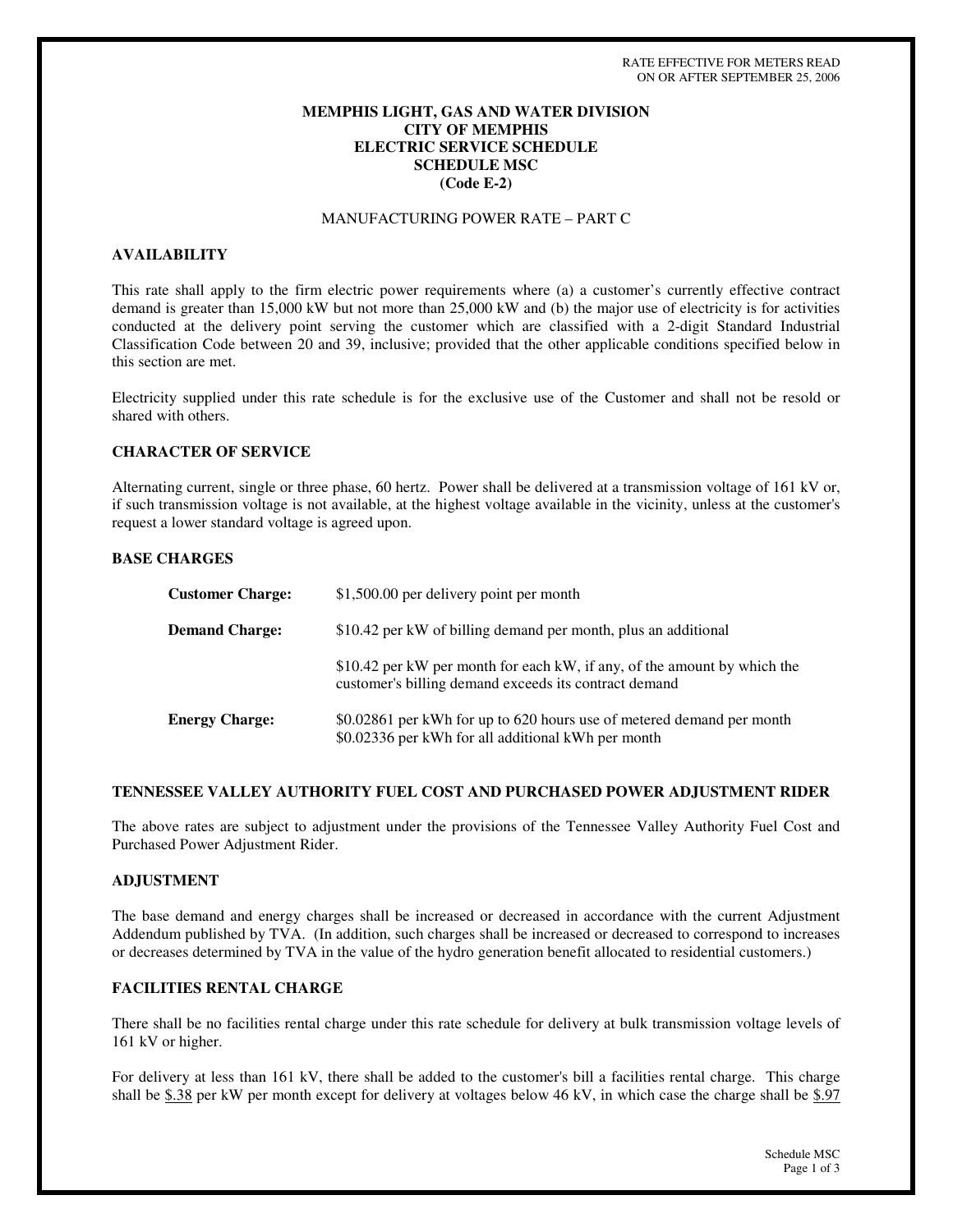RATE EFFECTIVE FOR METERS READ ON OR AFTER SEPTEMBER 25, 2006

# MEMPHIS LIGHT, GAS AND WATER DIVISION
# CITY OF MEMPHIS
# ELECTRIC SERVICE SCHEDULE
# SCHEDULE MSC
# (Code E-2)

MANUFACTURING POWER RATE – PART C

## AVAILABILITY

This rate shall apply to the firm electric power requirements where (a) a customer's currently effective contract demand is greater than 15,000 kW but not more than 25,000 kW and (b) the major use of electricity is for activities conducted at the delivery point serving the customer which are classified with a 2-digit Standard Industrial Classification Code between 20 and 39, inclusive; provided that the other applicable conditions specified below in this section are met.

Electricity supplied under this rate schedule is for the exclusive use of the Customer and shall not be resold or shared with others.

## CHARACTER OF SERVICE

Alternating current, single or three phase, 60 hertz. Power shall be delivered at a transmission voltage of 161 kV or, if such transmission voltage is not available, at the highest voltage available in the vicinity, unless at the customer's request a lower standard voltage is agreed upon.

## BASE CHARGES

| | |
|---|---|
| **Customer Charge:** | $1,500.00 per delivery point per month |
| **Demand Charge:** | $10.42 per kW of billing demand per month, plus an additional |
| | $10.42 per kW per month for each kW, if any, of the amount by which the customer's billing demand exceeds its contract demand |
| **Energy Charge:** | $0.02861 per kWh for up to 620 hours use of metered demand per month<br>$0.02336 per kWh for all additional kWh per month |

## TENNESSEE VALLEY AUTHORITY FUEL COST AND PURCHASED POWER ADJUSTMENT RIDER

The above rates are subject to adjustment under the provisions of the Tennessee Valley Authority Fuel Cost and Purchased Power Adjustment Rider.

## ADJUSTMENT

The base demand and energy charges shall be increased or decreased in accordance with the current Adjustment Addendum published by TVA. (In addition, such charges shall be increased or decreased to correspond to increases or decreases determined by TVA in the value of the hydro generation benefit allocated to residential customers.)

## FACILITIES RENTAL CHARGE

There shall be no facilities rental charge under this rate schedule for delivery at bulk transmission voltage levels of 161 kV or higher.

For delivery at less than 161 kV, there shall be added to the customer's bill a facilities rental charge. This charge shall be $.38 per kW per month except for delivery at voltages below 46 kV, in which case the charge shall be $.97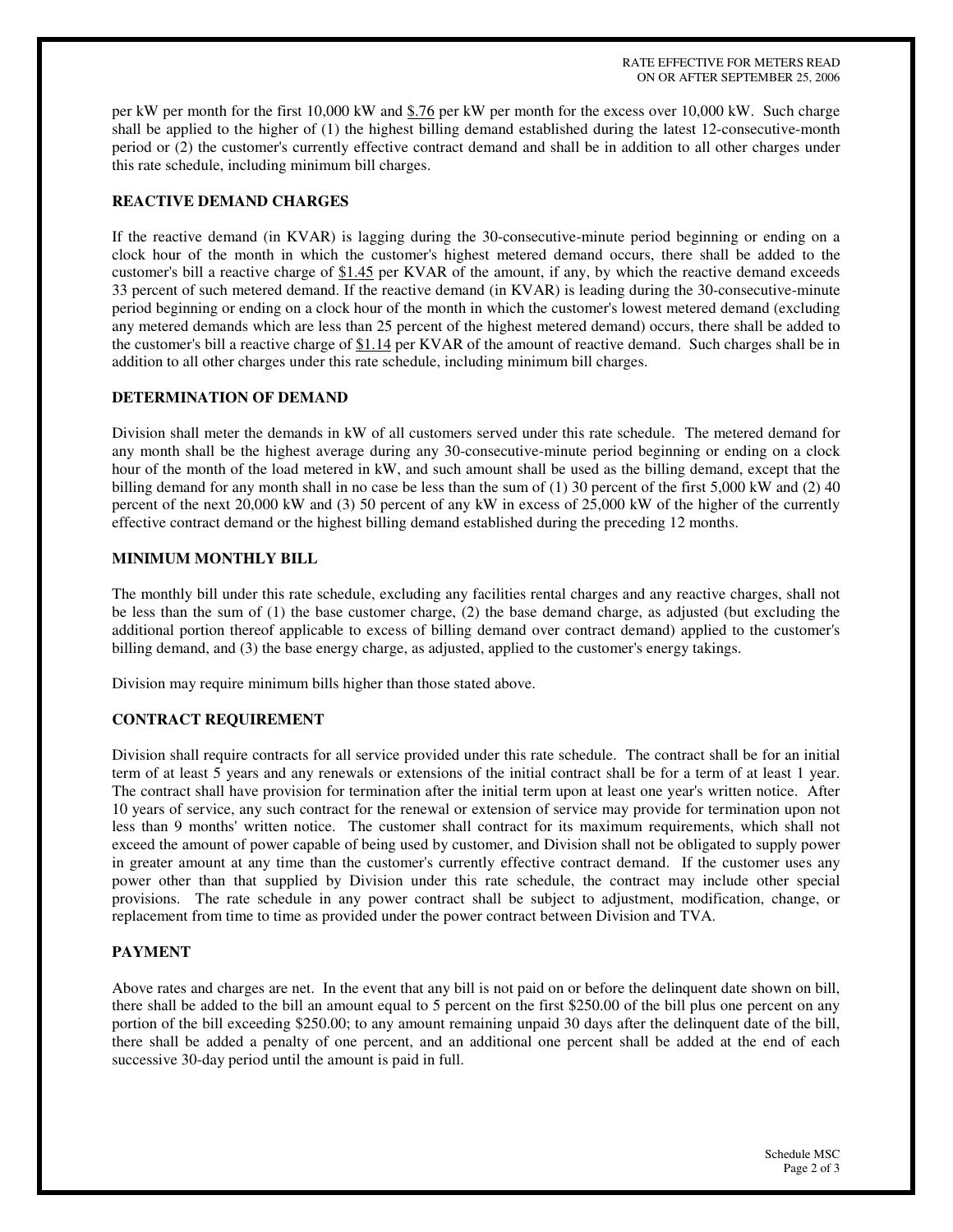per kW per month for the first 10,000 kW and $.76 per kW per month for the excess over 10,000 kW. Such charge shall be applied to the higher of (1) the highest billing demand established during the latest 12-consecutive-month period or (2) the customer's currently effective contract demand and shall be in addition to all other charges under this rate schedule, including minimum bill charges.

## REACTIVE DEMAND CHARGES

If the reactive demand (in KVAR) is lagging during the 30-consecutive-minute period beginning or ending on a clock hour of the month in which the customer's highest metered demand occurs, there shall be added to the customer's bill a reactive charge of $1.45 per KVAR of the amount, if any, by which the reactive demand exceeds 33 percent of such metered demand. If the reactive demand (in KVAR) is leading during the 30-consecutive-minute period beginning or ending on a clock hour of the month in which the customer's lowest metered demand (excluding any metered demands which are less than 25 percent of the highest metered demand) occurs, there shall be added to the customer's bill a reactive charge of $1.14 per KVAR of the amount of reactive demand. Such charges shall be in addition to all other charges under this rate schedule, including minimum bill charges.

## DETERMINATION OF DEMAND

Division shall meter the demands in kW of all customers served under this rate schedule. The metered demand for any month shall be the highest average during any 30-consecutive-minute period beginning or ending on a clock hour of the month of the load metered in kW, and such amount shall be used as the billing demand, except that the billing demand for any month shall in no case be less than the sum of (1) 30 percent of the first 5,000 kW and (2) 40 percent of the next 20,000 kW and (3) 50 percent of any kW in excess of 25,000 kW of the higher of the currently effective contract demand or the highest billing demand established during the preceding 12 months.

## MINIMUM MONTHLY BILL

The monthly bill under this rate schedule, excluding any facilities rental charges and any reactive charges, shall not be less than the sum of (1) the base customer charge, (2) the base demand charge, as adjusted (but excluding the additional portion thereof applicable to excess of billing demand over contract demand) applied to the customer's billing demand, and (3) the base energy charge, as adjusted, applied to the customer's energy takings.

Division may require minimum bills higher than those stated above.

## CONTRACT REQUIREMENT

Division shall require contracts for all service provided under this rate schedule. The contract shall be for an initial term of at least 5 years and any renewals or extensions of the initial contract shall be for a term of at least 1 year. The contract shall have provision for termination after the initial term upon at least one year's written notice. After 10 years of service, any such contract for the renewal or extension of service may provide for termination upon not less than 9 months' written notice. The customer shall contract for its maximum requirements, which shall not exceed the amount of power capable of being used by customer, and Division shall not be obligated to supply power in greater amount at any time than the customer's currently effective contract demand. If the customer uses any power other than that supplied by Division under this rate schedule, the contract may include other special provisions. The rate schedule in any power contract shall be subject to adjustment, modification, change, or replacement from time to time as provided under the power contract between Division and TVA.

## PAYMENT

Above rates and charges are net. In the event that any bill is not paid on or before the delinquent date shown on bill, there shall be added to the bill an amount equal to 5 percent on the first $250.00 of the bill plus one percent on any portion of the bill exceeding $250.00; to any amount remaining unpaid 30 days after the delinquent date of the bill, there shall be added a penalty of one percent, and an additional one percent shall be added at the end of each successive 30-day period until the amount is paid in full.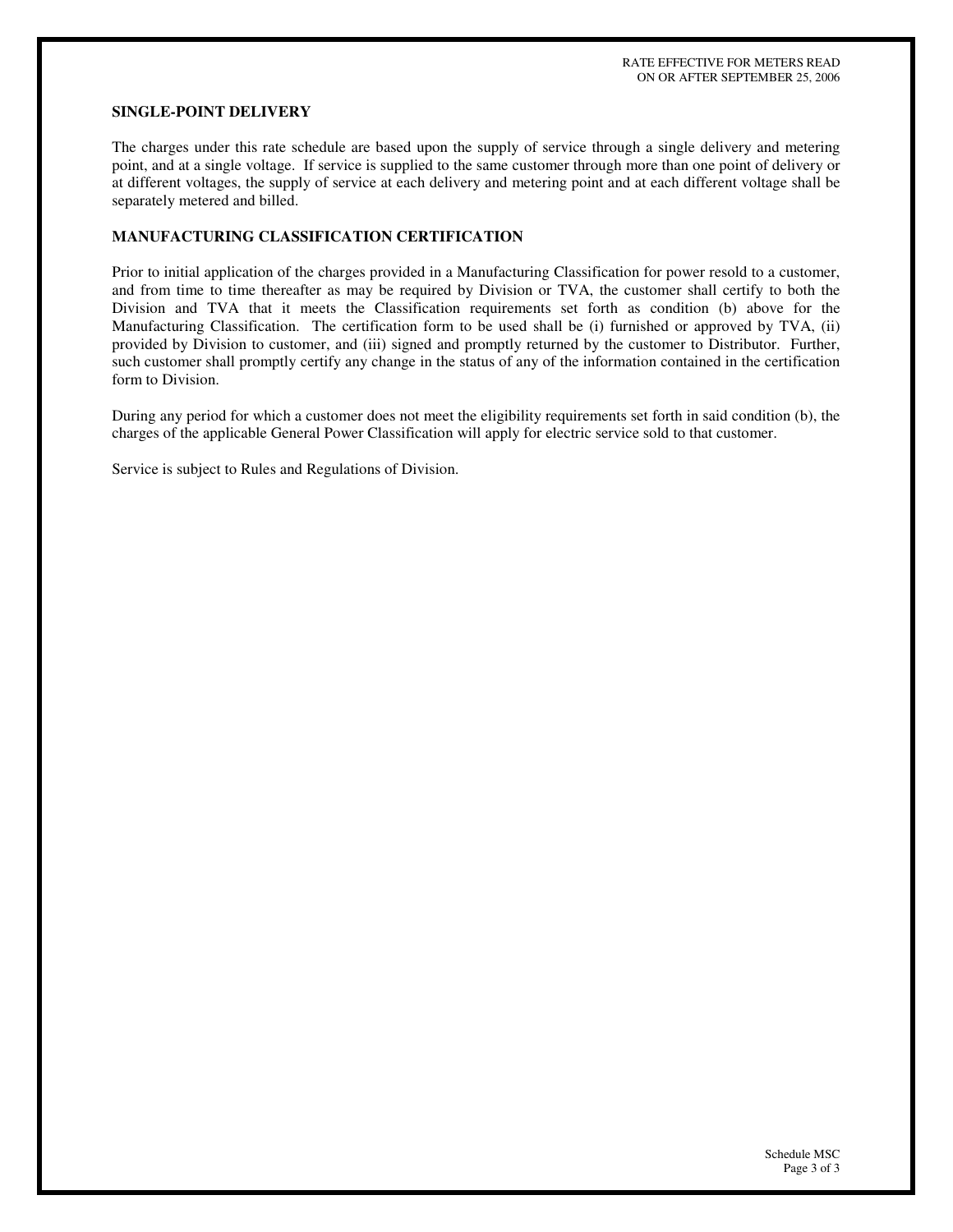## SINGLE-POINT DELIVERY

The charges under this rate schedule are based upon the supply of service through a single delivery and metering point, and at a single voltage. If service is supplied to the same customer through more than one point of delivery or at different voltages, the supply of service at each delivery and metering point and at each different voltage shall be separately metered and billed.

## MANUFACTURING CLASSIFICATION CERTIFICATION

Prior to initial application of the charges provided in a Manufacturing Classification for power resold to a customer, and from time to time thereafter as may be required by Division or TVA, the customer shall certify to both the Division and TVA that it meets the Classification requirements set forth as condition (b) above for the Manufacturing Classification. The certification form to be used shall be (i) furnished or approved by TVA, (ii) provided by Division to customer, and (iii) signed and promptly returned by the customer to Distributor. Further, such customer shall promptly certify any change in the status of any of the information contained in the certification form to Division.

During any period for which a customer does not meet the eligibility requirements set forth in said condition (b), the charges of the applicable General Power Classification will apply for electric service sold to that customer.

Service is subject to Rules and Regulations of Division.